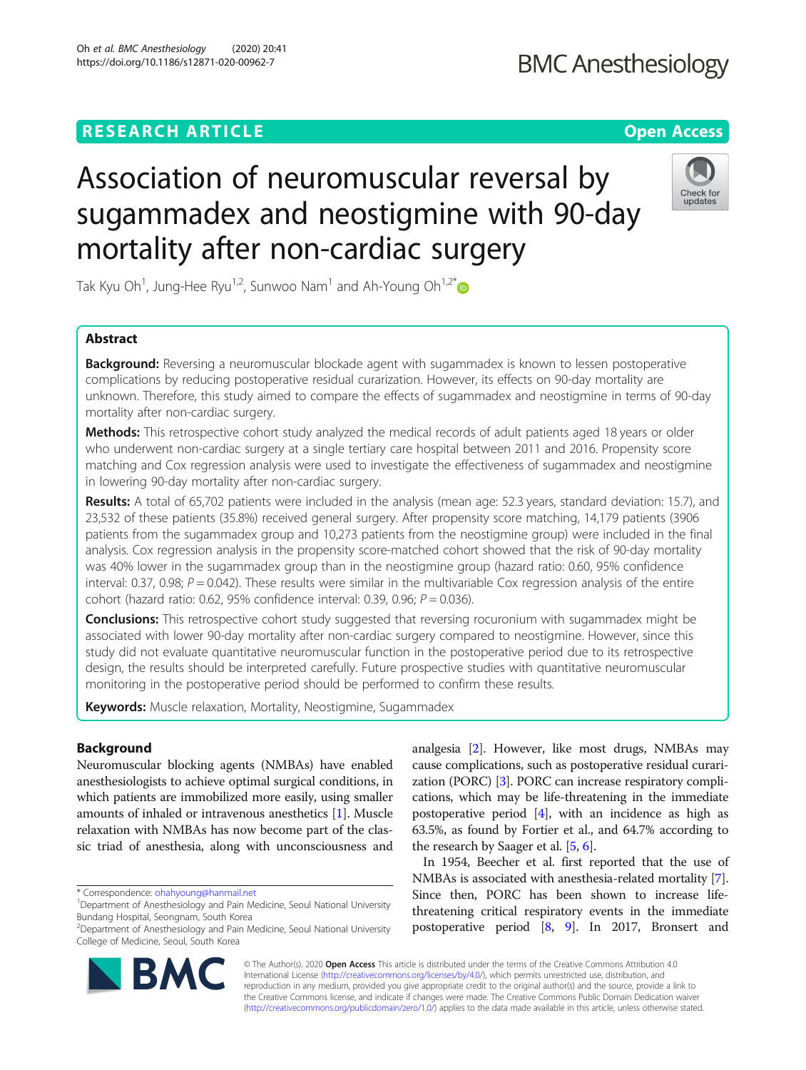RESEARCH ARTICLE

Open Access

# Association of neuromuscular reversal by sugammadex and neostigmine with 90-day mortality after non-cardiac surgery

Tak Kyu Oh[1], Jung-Hee Ryu[1,2], Sunwoo Nam[1] and Ah-Young Oh[1,2*]

## Abstract

**Background:** Reversing a neuromuscular blockade agent with sugammadex is known to lessen postoperative complications by reducing postoperative residual curarization. However, its effects on 90-day mortality are unknown. Therefore, this study aimed to compare the effects of sugammadex and neostigmine in terms of 90-day mortality after non-cardiac surgery.

**Methods:** This retrospective cohort study analyzed the medical records of adult patients aged 18 years or older who underwent non-cardiac surgery at a single tertiary care hospital between 2011 and 2016. Propensity score matching and Cox regression analysis were used to investigate the effectiveness of sugammadex and neostigmine in lowering 90-day mortality after non-cardiac surgery.

**Results:** A total of 65,702 patients were included in the analysis (mean age: 52.3 years, standard deviation: 15.7), and 23,532 of these patients (35.8%) received general surgery. After propensity score matching, 14,179 patients (3906 patients from the sugammadex group and 10,273 patients from the neostigmine group) were included in the final analysis. Cox regression analysis in the propensity score-matched cohort showed that the risk of 90-day mortality was 40% lower in the sugammadex group than in the neostigmine group (hazard ratio: 0.60, 95% confidence interval: 0.37, 0.98; $P = 0.042$). These results were similar in the multivariable Cox regression analysis of the entire cohort (hazard ratio: 0.62, 95% confidence interval: 0.39, 0.96; $P = 0.036$).

**Conclusions:** This retrospective cohort study suggested that reversing rocuronium with sugammadex might be associated with lower 90-day mortality after non-cardiac surgery compared to neostigmine. However, since this study did not evaluate quantitative neuromuscular function in the postoperative period due to its retrospective design, the results should be interpreted carefully. Future prospective studies with quantitative neuromuscular monitoring in the postoperative period should be performed to confirm these results.

**Keywords:** Muscle relaxation, Mortality, Neostigmine, Sugammadex

## Background

Neuromuscular blocking agents (NMBAs) have enabled anesthesiologists to achieve optimal surgical conditions, in which patients are immobilized more easily, using smaller amounts of inhaled or intravenous anesthetics [1]. Muscle relaxation with NMBAs has now become part of the classic triad of anesthesia, along with unconsciousness and analgesia [2]. However, like most drugs, NMBAs may cause complications, such as postoperative residual curarization (PORC) [3]. PORC can increase respiratory complications, which may be life-threatening in the immediate postoperative period [4], with an incidence as high as 63.5%, as found by Fortier et al., and 64.7% according to the research by Saager et al. [5, 6].

In 1954, Beecher et al. first reported that the use of NMBAs is associated with anesthesia-related mortality [7]. Since then, PORC has been shown to increase life-threatening critical respiratory events in the immediate postoperative period [8, 9]. In 2017, Bronsert and

* Correspondence: ohahyoung@hanmail.net
[1]Department of Anesthesiology and Pain Medicine, Seoul National University Bundang Hospital, Seongnam, South Korea
[2]Department of Anesthesiology and Pain Medicine, Seoul National University College of Medicine, Seoul, South Korea

© The Author(s). 2020 **Open Access** This article is distributed under the terms of the Creative Commons Attribution 4.0 International License (http://creativecommons.org/licenses/by/4.0/), which permits unrestricted use, distribution, and reproduction in any medium, provided you give appropriate credit to the original author(s) and the source, provide a link to the Creative Commons license, and indicate if changes were made. The Creative Commons Public Domain Dedication waiver (http://creativecommons.org/publicdomain/zero/1.0/) applies to the data made available in this article, unless otherwise stated.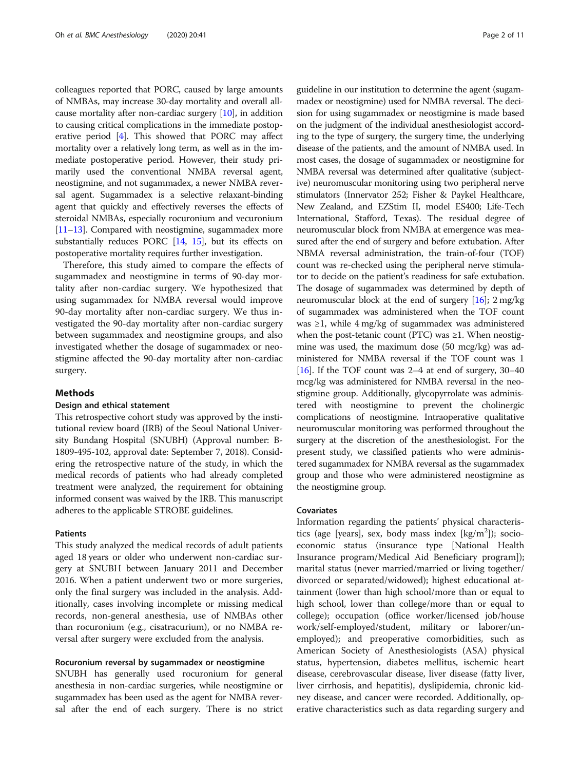colleagues reported that PORC, caused by large amounts of NMBAs, may increase 30-day mortality and overall all-cause mortality after non-cardiac surgery [10], in addition to causing critical complications in the immediate postoperative period [4]. This showed that PORC may affect mortality over a relatively long term, as well as in the immediate postoperative period. However, their study primarily used the conventional NMBA reversal agent, neostigmine, and not sugammadex, a newer NMBA reversal agent. Sugammadex is a selective relaxant-binding agent that quickly and effectively reverses the effects of steroidal NMBAs, especially rocuronium and vecuronium [11–13]. Compared with neostigmine, sugammadex more substantially reduces PORC [14, 15], but its effects on postoperative mortality requires further investigation.

Therefore, this study aimed to compare the effects of sugammadex and neostigmine in terms of 90-day mortality after non-cardiac surgery. We hypothesized that using sugammadex for NMBA reversal would improve 90-day mortality after non-cardiac surgery. We thus investigated the 90-day mortality after non-cardiac surgery between sugammadex and neostigmine groups, and also investigated whether the dosage of sugammadex or neostigmine affected the 90-day mortality after non-cardiac surgery.

## Methods

### Design and ethical statement

This retrospective cohort study was approved by the institutional review board (IRB) of the Seoul National University Bundang Hospital (SNUBH) (Approval number: B-1809-495-102, approval date: September 7, 2018). Considering the retrospective nature of the study, in which the medical records of patients who had already completed treatment were analyzed, the requirement for obtaining informed consent was waived by the IRB. This manuscript adheres to the applicable STROBE guidelines.

### Patients

This study analyzed the medical records of adult patients aged 18 years or older who underwent non-cardiac surgery at SNUBH between January 2011 and December 2016. When a patient underwent two or more surgeries, only the final surgery was included in the analysis. Additionally, cases involving incomplete or missing medical records, non-general anesthesia, use of NMBAs other than rocuronium (e.g., cisatracurium), or no NMBA reversal after surgery were excluded from the analysis.

### Rocuronium reversal by sugammadex or neostigmine

SNUBH has generally used rocuronium for general anesthesia in non-cardiac surgeries, while neostigmine or sugammadex has been used as the agent for NMBA reversal after the end of each surgery. There is no strict guideline in our institution to determine the agent (sugammadex or neostigmine) used for NMBA reversal. The decision for using sugammadex or neostigmine is made based on the judgment of the individual anesthesiologist according to the type of surgery, the surgery time, the underlying disease of the patients, and the amount of NMBA used. In most cases, the dosage of sugammadex or neostigmine for NMBA reversal was determined after qualitative (subjective) neuromuscular monitoring using two peripheral nerve stimulators (Innervator 252; Fisher & Paykel Healthcare, New Zealand, and EZStim II, model ES400; Life-Tech International, Stafford, Texas). The residual degree of neuromuscular block from NMBA at emergence was measured after the end of surgery and before extubation. After NBMA reversal administration, the train-of-four (TOF) count was re-checked using the peripheral nerve stimulator to decide on the patient's readiness for safe extubation. The dosage of sugammadex was determined by depth of neuromuscular block at the end of surgery [16]; 2 mg/kg of sugammadex was administered when the TOF count was ≥1, while 4 mg/kg of sugammadex was administered when the post-tetanic count (PTC) was ≥1. When neostigmine was used, the maximum dose (50 mcg/kg) was administered for NMBA reversal if the TOF count was 1 [16]. If the TOF count was 2–4 at end of surgery, 30–40 mcg/kg was administered for NMBA reversal in the neostigmine group. Additionally, glycopyrrolate was administered with neostigmine to prevent the cholinergic complications of neostigmine. Intraoperative qualitative neuromuscular monitoring was performed throughout the surgery at the discretion of the anesthesiologist. For the present study, we classified patients who were administered sugammadex for NMBA reversal as the sugammadex group and those who were administered neostigmine as the neostigmine group.

### Covariates

Information regarding the patients' physical characteristics (age [years], sex, body mass index [kg/m$^2$]); socioeconomic status (insurance type [National Health Insurance program/Medical Aid Beneficiary program]); marital status (never married/married or living together/divorced or separated/widowed); highest educational attainment (lower than high school/more than or equal to high school, lower than college/more than or equal to college); occupation (office worker/licensed job/house work/self-employed/student, military or laborer/unemployed); and preoperative comorbidities, such as American Society of Anesthesiologists (ASA) physical status, hypertension, diabetes mellitus, ischemic heart disease, cerebrovascular disease, liver disease (fatty liver, liver cirrhosis, and hepatitis), dyslipidemia, chronic kidney disease, and cancer were recorded. Additionally, operative characteristics such as data regarding surgery and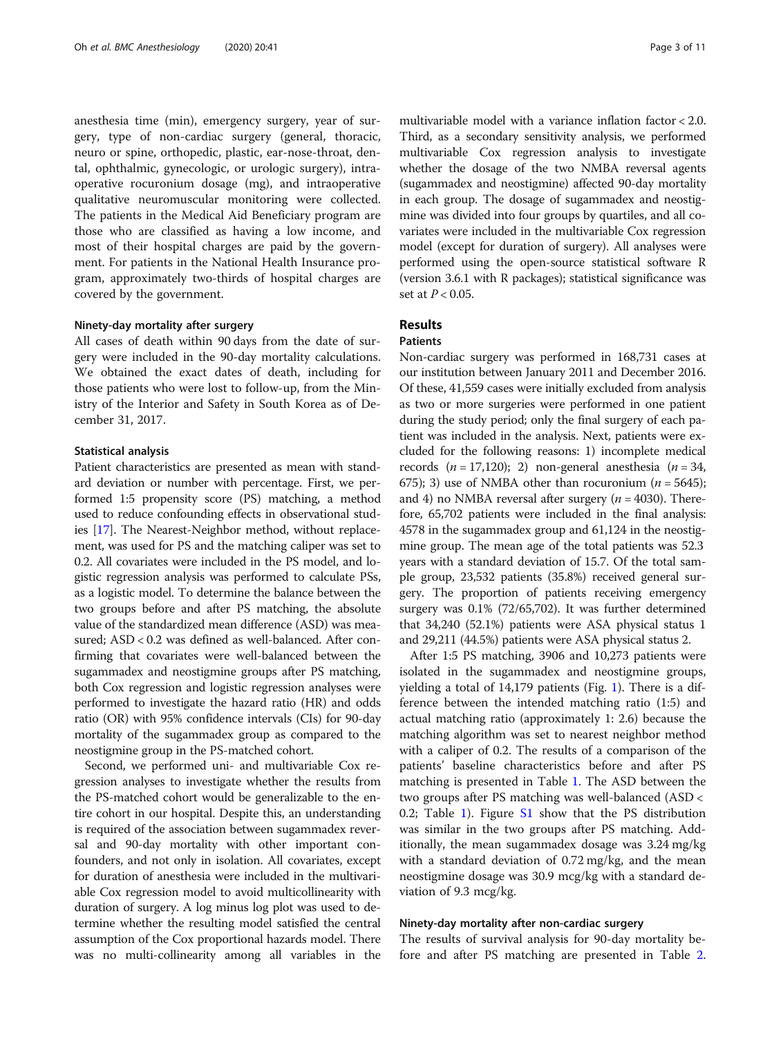anesthesia time (min), emergency surgery, year of surgery, type of non-cardiac surgery (general, thoracic, neuro or spine, orthopedic, plastic, ear-nose-throat, dental, ophthalmic, gynecologic, or urologic surgery), intraoperative rocuronium dosage (mg), and intraoperative qualitative neuromuscular monitoring were collected. The patients in the Medical Aid Beneficiary program are those who are classified as having a low income, and most of their hospital charges are paid by the government. For patients in the National Health Insurance program, approximately two-thirds of hospital charges are covered by the government.

### Ninety-day mortality after surgery

All cases of death within 90 days from the date of surgery were included in the 90-day mortality calculations. We obtained the exact dates of death, including for those patients who were lost to follow-up, from the Ministry of the Interior and Safety in South Korea as of December 31, 2017.

### Statistical analysis

Patient characteristics are presented as mean with standard deviation or number with percentage. First, we performed 1:5 propensity score (PS) matching, a method used to reduce confounding effects in observational studies [17]. The Nearest-Neighbor method, without replacement, was used for PS and the matching caliper was set to 0.2. All covariates were included in the PS model, and logistic regression analysis was performed to calculate PSs, as a logistic model. To determine the balance between the two groups before and after PS matching, the absolute value of the standardized mean difference (ASD) was measured; ASD < 0.2 was defined as well-balanced. After confirming that covariates were well-balanced between the sugammadex and neostigmine groups after PS matching, both Cox regression and logistic regression analyses were performed to investigate the hazard ratio (HR) and odds ratio (OR) with 95% confidence intervals (CIs) for 90-day mortality of the sugammadex group as compared to the neostigmine group in the PS-matched cohort.

Second, we performed uni- and multivariable Cox regression analyses to investigate whether the results from the PS-matched cohort would be generalizable to the entire cohort in our hospital. Despite this, an understanding is required of the association between sugammadex reversal and 90-day mortality with other important confounders, and not only in isolation. All covariates, except for duration of anesthesia were included in the multivariable Cox regression model to avoid multicollinearity with duration of surgery. A log minus log plot was used to determine whether the resulting model satisfied the central assumption of the Cox proportional hazards model. There was no multi-collinearity among all variables in the multivariable model with a variance inflation factor < 2.0. Third, as a secondary sensitivity analysis, we performed multivariable Cox regression analysis to investigate whether the dosage of the two NMBA reversal agents (sugammadex and neostigmine) affected 90-day mortality in each group. The dosage of sugammadex and neostigmine was divided into four groups by quartiles, and all covariates were included in the multivariable Cox regression model (except for duration of surgery). All analyses were performed using the open-source statistical software R (version 3.6.1 with R packages); statistical significance was set at $P < 0.05$.

## Results

### Patients

Non-cardiac surgery was performed in 168,731 cases at our institution between January 2011 and December 2016. Of these, 41,559 cases were initially excluded from analysis as two or more surgeries were performed in one patient during the study period; only the final surgery of each patient was included in the analysis. Next, patients were excluded for the following reasons: 1) incomplete medical records ($n = 17,120$); 2) non-general anesthesia ($n = 34,675$); 3) use of NMBA other than rocuronium ($n = 5645$); and 4) no NMBA reversal after surgery ($n = 4030$). Therefore, 65,702 patients were included in the final analysis: 4578 in the sugammadex group and 61,124 in the neostigmine group. The mean age of the total patients was 52.3 years with a standard deviation of 15.7. Of the total sample group, 23,532 patients (35.8%) received general surgery. The proportion of patients receiving emergency surgery was 0.1% (72/65,702). It was further determined that 34,240 (52.1%) patients were ASA physical status 1 and 29,211 (44.5%) patients were ASA physical status 2.

After 1:5 PS matching, 3906 and 10,273 patients were isolated in the sugammadex and neostigmine groups, yielding a total of 14,179 patients (Fig. 1). There is a difference between the intended matching ratio (1:5) and actual matching ratio (approximately 1: 2.6) because the matching algorithm was set to nearest neighbor method with a caliper of 0.2. The results of a comparison of the patients' baseline characteristics before and after PS matching is presented in Table 1. The ASD between the two groups after PS matching was well-balanced (ASD < 0.2; Table 1). Figure S1 show that the PS distribution was similar in the two groups after PS matching. Additionally, the mean sugammadex dosage was 3.24 mg/kg with a standard deviation of 0.72 mg/kg, and the mean neostigmine dosage was 30.9 mcg/kg with a standard deviation of 9.3 mcg/kg.

### Ninety-day mortality after non-cardiac surgery

The results of survival analysis for 90-day mortality before and after PS matching are presented in Table 2.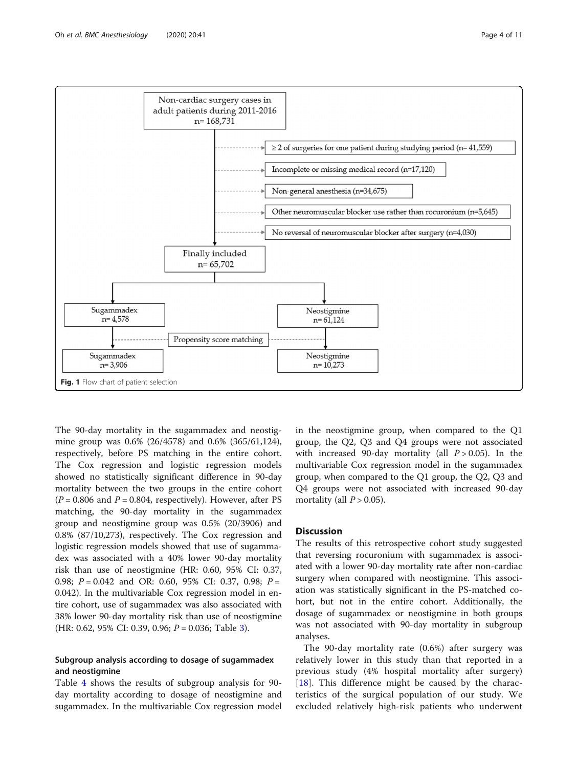Non-cardiac surgery cases in adult patients during 2011-2016
n= 168,731

- ≥ 2 of surgeries for one patient during studying period (n= 41,559)
- Incomplete or missing medical record (n=17,120)
- Non-general anesthesia (n=34,675)
- Other neuromuscular blocker use rather than rocuronium (n=5,645)
- No reversal of neuromuscular blocker after surgery (n=4,030)

Finally included
n= 65,702

Sugammadex
n= 4,578

Neostigmine
n= 61,124

Propensity score matching

Sugammadex
n= 3,906

Neostigmine
n= 10,273

**Fig. 1** Flow chart of patient selection

The 90-day mortality in the sugammadex and neostigmine group was 0.6% (26/4578) and 0.6% (365/61,124), respectively, before PS matching in the entire cohort. The Cox regression and logistic regression models showed no statistically significant difference in 90-day mortality between the two groups in the entire cohort ($P = 0.806$ and $P = 0.804$, respectively). However, after PS matching, the 90-day mortality in the sugammadex group and neostigmine group was 0.5% (20/3906) and 0.8% (87/10,273), respectively. The Cox regression and logistic regression models showed that use of sugammadex was associated with a 40% lower 90-day mortality risk than use of neostigmine (HR: 0.60, 95% CI: 0.37, 0.98; $P = 0.042$ and OR: 0.60, 95% CI: 0.37, 0.98; $P = 0.042$). In the multivariable Cox regression model in entire cohort, use of sugammadex was also associated with 38% lower 90-day mortality risk than use of neostigmine (HR: 0.62, 95% CI: 0.39, 0.96; $P = 0.036$; Table 3).

### Subgroup analysis according to dosage of sugammadex and neostigmine

Table 4 shows the results of subgroup analysis for 90-day mortality according to dosage of neostigmine and sugammadex. In the multivariable Cox regression model in the neostigmine group, when compared to the Q1 group, the Q2, Q3 and Q4 groups were not associated with increased 90-day mortality (all $P > 0.05$). In the multivariable Cox regression model in the sugammadex group, when compared to the Q1 group, the Q2, Q3 and Q4 groups were not associated with increased 90-day mortality (all $P > 0.05$).

## Discussion

The results of this retrospective cohort study suggested that reversing rocuronium with sugammadex is associated with a lower 90-day mortality rate after non-cardiac surgery when compared with neostigmine. This association was statistically significant in the PS-matched cohort, but not in the entire cohort. Additionally, the dosage of sugammadex or neostigmine in both groups was not associated with 90-day mortality in subgroup analyses.

The 90-day mortality rate (0.6%) after surgery was relatively lower in this study than that reported in a previous study (4% hospital mortality after surgery) [18]. This difference might be caused by the characteristics of the surgical population of our study. We excluded relatively high-risk patients who underwent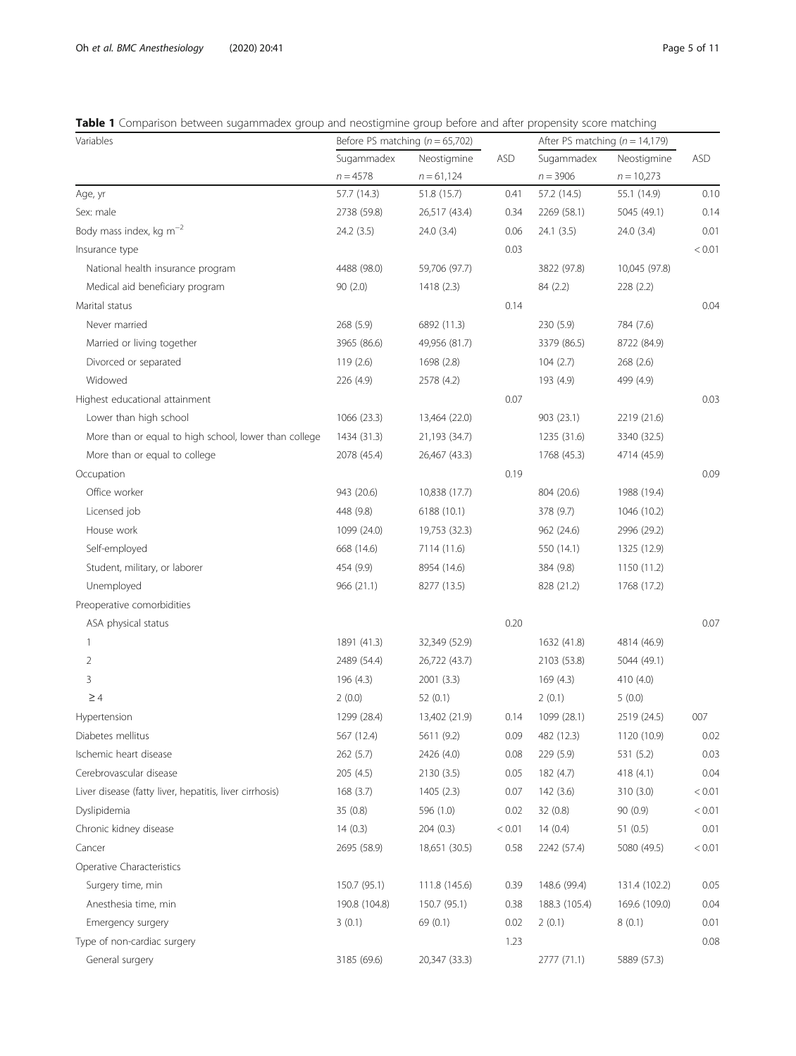**Table 1** Comparison between sugammadex group and neostigmine group before and after propensity score matching

| Variables | Before PS matching ($n = 65,702$) | | | After PS matching ($n = 14,179$) | | |
|---|---|---|---|---|---|---|
| | Sugammadex | Neostigmine | ASD | Sugammadex | Neostigmine | ASD |
| | $n = 4578$ | $n = 61,124$ | | $n = 3906$ | $n = 10,273$ | |
| Age, yr | 57.7 (14.3) | 51.8 (15.7) | 0.41 | 57.2 (14.5) | 55.1 (14.9) | 0.10 |
| Sex: male | 2738 (59.8) | 26,517 (43.4) | 0.34 | 2269 (58.1) | 5045 (49.1) | 0.14 |
| Body mass index, kg $m^{-2}$ | 24.2 (3.5) | 24.0 (3.4) | 0.06 | 24.1 (3.5) | 24.0 (3.4) | 0.01 |
| Insurance type | | | 0.03 | | | < 0.01 |
| National health insurance program | 4488 (98.0) | 59,706 (97.7) | | 3822 (97.8) | 10,045 (97.8) | |
| Medical aid beneficiary program | 90 (2.0) | 1418 (2.3) | | 84 (2.2) | 228 (2.2) | |
| Marital status | | | 0.14 | | | 0.04 |
| Never married | 268 (5.9) | 6892 (11.3) | | 230 (5.9) | 784 (7.6) | |
| Married or living together | 3965 (86.6) | 49,956 (81.7) | | 3379 (86.5) | 8722 (84.9) | |
| Divorced or separated | 119 (2.6) | 1698 (2.8) | | 104 (2.7) | 268 (2.6) | |
| Widowed | 226 (4.9) | 2578 (4.2) | | 193 (4.9) | 499 (4.9) | |
| Highest educational attainment | | | 0.07 | | | 0.03 |
| Lower than high school | 1066 (23.3) | 13,464 (22.0) | | 903 (23.1) | 2219 (21.6) | |
| More than or equal to high school, lower than college | 1434 (31.3) | 21,193 (34.7) | | 1235 (31.6) | 3340 (32.5) | |
| More than or equal to college | 2078 (45.4) | 26,467 (43.3) | | 1768 (45.3) | 4714 (45.9) | |
| Occupation | | | 0.19 | | | 0.09 |
| Office worker | 943 (20.6) | 10,838 (17.7) | | 804 (20.6) | 1988 (19.4) | |
| Licensed job | 448 (9.8) | 6188 (10.1) | | 378 (9.7) | 1046 (10.2) | |
| House work | 1099 (24.0) | 19,753 (32.3) | | 962 (24.6) | 2996 (29.2) | |
| Self-employed | 668 (14.6) | 7114 (11.6) | | 550 (14.1) | 1325 (12.9) | |
| Student, military, or laborer | 454 (9.9) | 8954 (14.6) | | 384 (9.8) | 1150 (11.2) | |
| Unemployed | 966 (21.1) | 8277 (13.5) | | 828 (21.2) | 1768 (17.2) | |
| Preoperative comorbidities | | | | | | |
| ASA physical status | | | 0.20 | | | 0.07 |
| 1 | 1891 (41.3) | 32,349 (52.9) | | 1632 (41.8) | 4814 (46.9) | |
| 2 | 2489 (54.4) | 26,722 (43.7) | | 2103 (53.8) | 5044 (49.1) | |
| 3 | 196 (4.3) | 2001 (3.3) | | 169 (4.3) | 410 (4.0) | |
| ≥ 4 | 2 (0.0) | 52 (0.1) | | 2 (0.1) | 5 (0.0) | |
| Hypertension | 1299 (28.4) | 13,402 (21.9) | 0.14 | 1099 (28.1) | 2519 (24.5) | 007 |
| Diabetes mellitus | 567 (12.4) | 5611 (9.2) | 0.09 | 482 (12.3) | 1120 (10.9) | 0.02 |
| Ischemic heart disease | 262 (5.7) | 2426 (4.0) | 0.08 | 229 (5.9) | 531 (5.2) | 0.03 |
| Cerebrovascular disease | 205 (4.5) | 2130 (3.5) | 0.05 | 182 (4.7) | 418 (4.1) | 0.04 |
| Liver disease (fatty liver, hepatitis, liver cirrhosis) | 168 (3.7) | 1405 (2.3) | 0.07 | 142 (3.6) | 310 (3.0) | < 0.01 |
| Dyslipidemia | 35 (0.8) | 596 (1.0) | 0.02 | 32 (0.8) | 90 (0.9) | < 0.01 |
| Chronic kidney disease | 14 (0.3) | 204 (0.3) | < 0.01 | 14 (0.4) | 51 (0.5) | 0.01 |
| Cancer | 2695 (58.9) | 18,651 (30.5) | 0.58 | 2242 (57.4) | 5080 (49.5) | < 0.01 |
| Operative Characteristics | | | | | | |
| Surgery time, min | 150.7 (95.1) | 111.8 (145.6) | 0.39 | 148.6 (99.4) | 131.4 (102.2) | 0.05 |
| Anesthesia time, min | 190.8 (104.8) | 150.7 (95.1) | 0.38 | 188.3 (105.4) | 169.6 (109.0) | 0.04 |
| Emergency surgery | 3 (0.1) | 69 (0.1) | 0.02 | 2 (0.1) | 8 (0.1) | 0.01 |
| Type of non-cardiac surgery | | | 1.23 | | | 0.08 |
| General surgery | 3185 (69.6) | 20,347 (33.3) | | 2777 (71.1) | 5889 (57.3) | |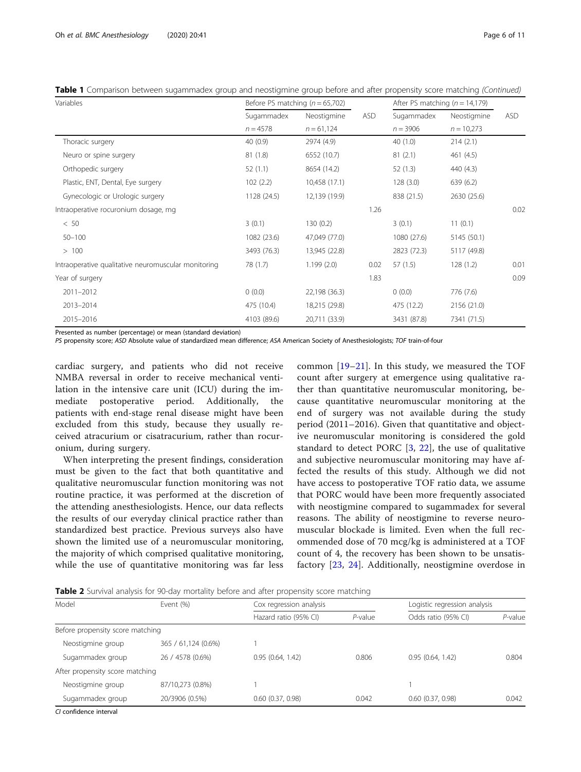**Table 1** Comparison between sugammadex group and neostigmine group before and after propensity score matching *(Continued)*

| Variables | Before PS matching (*n* = 65,702) | | | After PS matching (*n* = 14,179) | | |
|---|---|---|---|---|---|---|
| | Sugammadex | Neostigmine | ASD | Sugammadex | Neostigmine | ASD |
| | *n* = 4578 | *n* = 61,124 | | *n* = 3906 | *n* = 10,273 | |
| Thoracic surgery | 40 (0.9) | 2974 (4.9) | | 40 (1.0) | 214 (2.1) | |
| Neuro or spine surgery | 81 (1.8) | 6552 (10.7) | | 81 (2.1) | 461 (4.5) | |
| Orthopedic surgery | 52 (1.1) | 8654 (14.2) | | 52 (1.3) | 440 (4.3) | |
| Plastic, ENT, Dental, Eye surgery | 102 (2.2) | 10,458 (17.1) | | 128 (3.0) | 639 (6.2) | |
| Gynecologic or Urologic surgery | 1128 (24.5) | 12,139 (19.9) | | 838 (21.5) | 2630 (25.6) | |
| Intraoperative rocuronium dosage, mg | | | 1.26 | | | 0.02 |
| < 50 | 3 (0.1) | 130 (0.2) | | 3 (0.1) | 11 (0.1) | |
| 50–100 | 1082 (23.6) | 47,049 (77.0) | | 1080 (27.6) | 5145 (50.1) | |
| > 100 | 3493 (76.3) | 13,945 (22.8) | | 2823 (72.3) | 5117 (49.8) | |
| Intraoperative qualitative neuromuscular monitoring | 78 (1.7) | 1.199 (2.0) | 0.02 | 57 (1.5) | 128 (1.2) | 0.01 |
| Year of surgery | | | 1.83 | | | 0.09 |
| 2011–2012 | 0 (0.0) | 22,198 (36.3) | | 0 (0.0) | 776 (7.6) | |
| 2013–2014 | 475 (10.4) | 18,215 (29.8) | | 475 (12.2) | 2156 (21.0) | |
| 2015–2016 | 4103 (89.6) | 20,711 (33.9) | | 3431 (87.8) | 7341 (71.5) | |

Presented as number (percentage) or mean (standard deviation)

*PS* propensity score; *ASD* Absolute value of standardized mean difference; *ASA* American Society of Anesthesiologists; *TOF* train-of-four

cardiac surgery, and patients who did not receive NMBA reversal in order to receive mechanical ventilation in the intensive care unit (ICU) during the immediate postoperative period. Additionally, the patients with end-stage renal disease might have been excluded from this study, because they usually received atracurium or cisatracurium, rather than rocuronium, during surgery.

When interpreting the present findings, consideration must be given to the fact that both quantitative and qualitative neuromuscular function monitoring was not routine practice, it was performed at the discretion of the attending anesthesiologists. Hence, our data reflects the results of our everyday clinical practice rather than standardized best practice. Previous surveys also have shown the limited use of a neuromuscular monitoring, the majority of which comprised qualitative monitoring, while the use of quantitative monitoring was far less common [19–21]. In this study, we measured the TOF count after surgery at emergence using qualitative rather than quantitative neuromuscular monitoring, because quantitative neuromuscular monitoring at the end of surgery was not available during the study period (2011–2016). Given that quantitative and objective neuromuscular monitoring is considered the gold standard to detect PORC [3, 22], the use of qualitative and subjective neuromuscular monitoring may have affected the results of this study. Although we did not have access to postoperative TOF ratio data, we assume that PORC would have been more frequently associated with neostigmine compared to sugammadex for several reasons. The ability of neostigmine to reverse neuromuscular blockade is limited. Even when the full recommended dose of 70 mcg/kg is administered at a TOF count of 4, the recovery has been shown to be unsatisfactory [23, 24]. Additionally, neostigmine overdose in

**Table 2** Survival analysis for 90-day mortality before and after propensity score matching

| Model | Event (%) | Cox regression analysis | | Logistic regression analysis | |
|---|---|---|---|---|---|
| | | Hazard ratio (95% CI) | *P*-value | Odds ratio (95% CI) | *P*-value |
| Before propensity score matching | | | | | |
| Neostigmine group | 365 / 61,124 (0.6%) | 1 | | | |
| Sugammadex group | 26 / 4578 (0.6%) | 0.95 (0.64, 1.42) | 0.806 | 0.95 (0.64, 1.42) | 0.804 |
| After propensity score matching | | | | | |
| Neostigmine group | 87/10,273 (0.8%) | 1 | | 1 | |
| Sugammadex group | 20/3906 (0.5%) | 0.60 (0.37, 0.98) | 0.042 | 0.60 (0.37, 0.98) | 0.042 |

*CI* confidence interval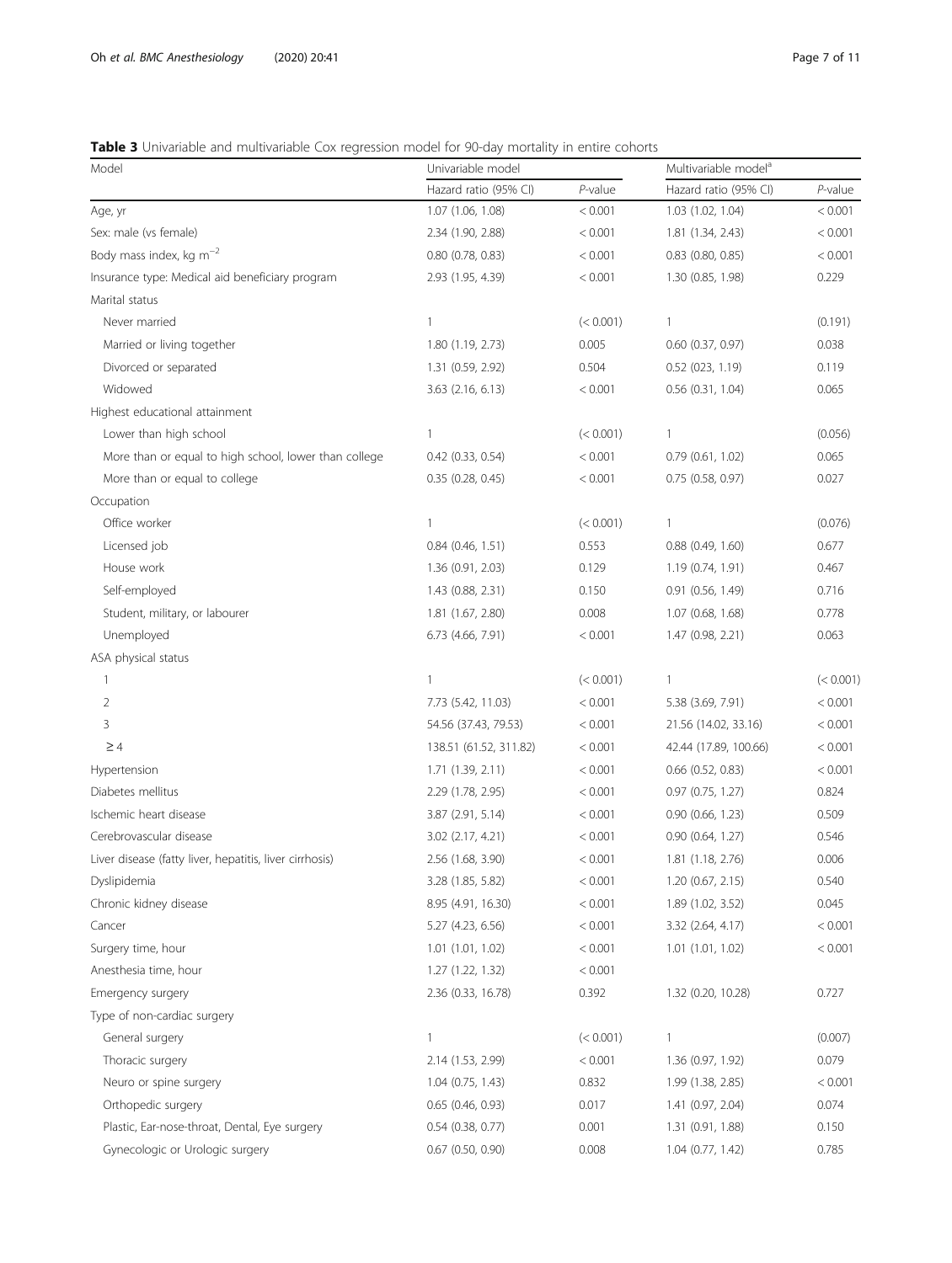**Table 3** Univariable and multivariable Cox regression model for 90-day mortality in entire cohorts

| Model | Univariable model | | Multivariable model[a] | |
|---|---|---|---|---|
| | Hazard ratio (95% CI) | *P*-value | Hazard ratio (95% CI) | *P*-value |
| Age, yr | 1.07 (1.06, 1.08) | < 0.001 | 1.03 (1.02, 1.04) | < 0.001 |
| Sex: male (vs female) | 2.34 (1.90, 2.88) | < 0.001 | 1.81 (1.34, 2.43) | < 0.001 |
| Body mass index, kg $m^{-2}$ | 0.80 (0.78, 0.83) | < 0.001 | 0.83 (0.80, 0.85) | < 0.001 |
| Insurance type: Medical aid beneficiary program | 2.93 (1.95, 4.39) | < 0.001 | 1.30 (0.85, 1.98) | 0.229 |
| Marital status | | | | |
| Never married | 1 | (< 0.001) | 1 | (0.191) |
| Married or living together | 1.80 (1.19, 2.73) | 0.005 | 0.60 (0.37, 0.97) | 0.038 |
| Divorced or separated | 1.31 (0.59, 2.92) | 0.504 | 0.52 (023, 1.19) | 0.119 |
| Widowed | 3.63 (2.16, 6.13) | < 0.001 | 0.56 (0.31, 1.04) | 0.065 |
| Highest educational attainment | | | | |
| Lower than high school | 1 | (< 0.001) | 1 | (0.056) |
| More than or equal to high school, lower than college | 0.42 (0.33, 0.54) | < 0.001 | 0.79 (0.61, 1.02) | 0.065 |
| More than or equal to college | 0.35 (0.28, 0.45) | < 0.001 | 0.75 (0.58, 0.97) | 0.027 |
| Occupation | | | | |
| Office worker | 1 | (< 0.001) | 1 | (0.076) |
| Licensed job | 0.84 (0.46, 1.51) | 0.553 | 0.88 (0.49, 1.60) | 0.677 |
| House work | 1.36 (0.91, 2.03) | 0.129 | 1.19 (0.74, 1.91) | 0.467 |
| Self-employed | 1.43 (0.88, 2.31) | 0.150 | 0.91 (0.56, 1.49) | 0.716 |
| Student, military, or labourer | 1.81 (1.67, 2.80) | 0.008 | 1.07 (0.68, 1.68) | 0.778 |
| Unemployed | 6.73 (4.66, 7.91) | < 0.001 | 1.47 (0.98, 2.21) | 0.063 |
| ASA physical status | | | | |
| 1 | 1 | (< 0.001) | 1 | (< 0.001) |
| 2 | 7.73 (5.42, 11.03) | < 0.001 | 5.38 (3.69, 7.91) | < 0.001 |
| 3 | 54.56 (37.43, 79.53) | < 0.001 | 21.56 (14.02, 33.16) | < 0.001 |
| ≥ 4 | 138.51 (61.52, 311.82) | < 0.001 | 42.44 (17.89, 100.66) | < 0.001 |
| Hypertension | 1.71 (1.39, 2.11) | < 0.001 | 0.66 (0.52, 0.83) | < 0.001 |
| Diabetes mellitus | 2.29 (1.78, 2.95) | < 0.001 | 0.97 (0.75, 1.27) | 0.824 |
| Ischemic heart disease | 3.87 (2.91, 5.14) | < 0.001 | 0.90 (0.66, 1.23) | 0.509 |
| Cerebrovascular disease | 3.02 (2.17, 4.21) | < 0.001 | 0.90 (0.64, 1.27) | 0.546 |
| Liver disease (fatty liver, hepatitis, liver cirrhosis) | 2.56 (1.68, 3.90) | < 0.001 | 1.81 (1.18, 2.76) | 0.006 |
| Dyslipidemia | 3.28 (1.85, 5.82) | < 0.001 | 1.20 (0.67, 2.15) | 0.540 |
| Chronic kidney disease | 8.95 (4.91, 16.30) | < 0.001 | 1.89 (1.02, 3.52) | 0.045 |
| Cancer | 5.27 (4.23, 6.56) | < 0.001 | 3.32 (2.64, 4.17) | < 0.001 |
| Surgery time, hour | 1.01 (1.01, 1.02) | < 0.001 | 1.01 (1.01, 1.02) | < 0.001 |
| Anesthesia time, hour | 1.27 (1.22, 1.32) | < 0.001 | | |
| Emergency surgery | 2.36 (0.33, 16.78) | 0.392 | 1.32 (0.20, 10.28) | 0.727 |
| Type of non-cardiac surgery | | | | |
| General surgery | 1 | (< 0.001) | 1 | (0.007) |
| Thoracic surgery | 2.14 (1.53, 2.99) | < 0.001 | 1.36 (0.97, 1.92) | 0.079 |
| Neuro or spine surgery | 1.04 (0.75, 1.43) | 0.832 | 1.99 (1.38, 2.85) | < 0.001 |
| Orthopedic surgery | 0.65 (0.46, 0.93) | 0.017 | 1.41 (0.97, 2.04) | 0.074 |
| Plastic, Ear-nose-throat, Dental, Eye surgery | 0.54 (0.38, 0.77) | 0.001 | 1.31 (0.91, 1.88) | 0.150 |
| Gynecologic or Urologic surgery | 0.67 (0.50, 0.90) | 0.008 | 1.04 (0.77, 1.42) | 0.785 |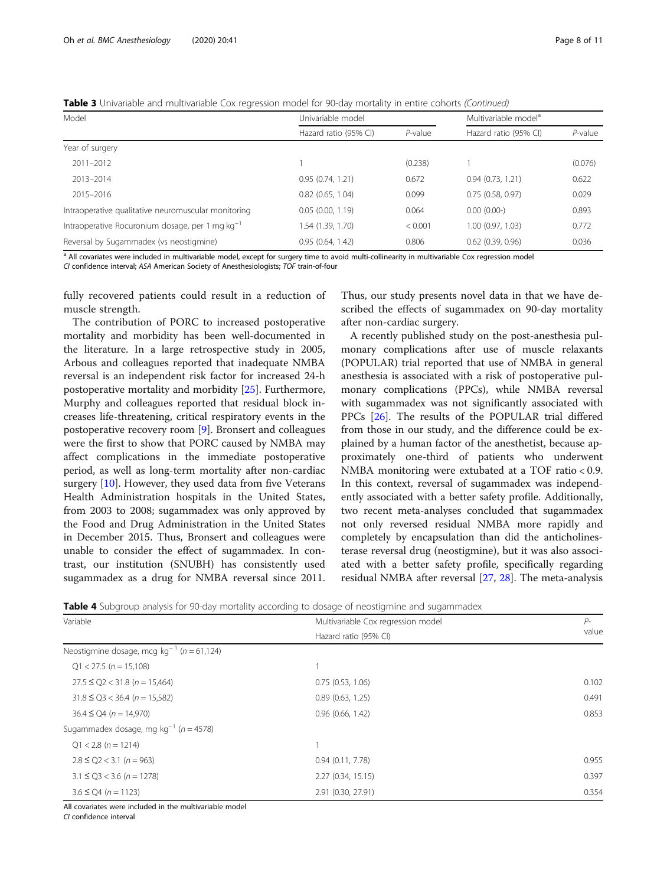**Table 3** Univariable and multivariable Cox regression model for 90-day mortality in entire cohorts *(Continued)*

| Model | Univariable model | | Multivariable model[a] | |
|---|---|---|---|---|
| | Hazard ratio (95% CI) | *P*-value | Hazard ratio (95% CI) | *P*-value |
| Year of surgery | | | | |
| 2011–2012 | 1 | (0.238) | 1 | (0.076) |
| 2013–2014 | 0.95 (0.74, 1.21) | 0.672 | 0.94 (0.73, 1.21) | 0.622 |
| 2015–2016 | 0.82 (0.65, 1.04) | 0.099 | 0.75 (0.58, 0.97) | 0.029 |
| Intraoperative qualitative neuromuscular monitoring | 0.05 (0.00, 1.19) | 0.064 | 0.00 (0.00-) | 0.893 |
| Intraoperative Rocuronium dosage, per 1 mg $kg^{-1}$ | 1.54 (1.39, 1.70) | < 0.001 | 1.00 (0.97, 1.03) | 0.772 |
| Reversal by Sugammadex (vs neostigmine) | 0.95 (0.64, 1.42) | 0.806 | 0.62 (0.39, 0.96) | 0.036 |

[a] All covariates were included in multivariable model, except for surgery time to avoid multi-collinearity in multivariable Cox regression model

*CI* confidence interval; *ASA* American Society of Anesthesiologists; *TOF* train-of-four

fully recovered patients could result in a reduction of muscle strength.

The contribution of PORC to increased postoperative mortality and morbidity has been well-documented in the literature. In a large retrospective study in 2005, Arbous and colleagues reported that inadequate NMBA reversal is an independent risk factor for increased 24-h postoperative mortality and morbidity [25]. Furthermore, Murphy and colleagues reported that residual block increases life-threatening, critical respiratory events in the postoperative recovery room [9]. Bronsert and colleagues were the first to show that PORC caused by NMBA may affect complications in the immediate postoperative period, as well as long-term mortality after non-cardiac surgery [10]. However, they used data from five Veterans Health Administration hospitals in the United States, from 2003 to 2008; sugammadex was only approved by the Food and Drug Administration in the United States in December 2015. Thus, Bronsert and colleagues were unable to consider the effect of sugammadex. In contrast, our institution (SNUBH) has consistently used sugammadex as a drug for NMBA reversal since 2011. Thus, our study presents novel data in that we have described the effects of sugammadex on 90-day mortality after non-cardiac surgery.

A recently published study on the post-anesthesia pulmonary complications after use of muscle relaxants (POPULAR) trial reported that use of NMBA in general anesthesia is associated with a risk of postoperative pulmonary complications (PPCs), while NMBA reversal with sugammadex was not significantly associated with PPCs [26]. The results of the POPULAR trial differed from those in our study, and the difference could be explained by a human factor of the anesthetist, because approximately one-third of patients who underwent NMBA monitoring were extubated at a TOF ratio < 0.9. In this context, reversal of sugammadex was independently associated with a better safety profile. Additionally, two recent meta-analyses concluded that sugammadex not only reversed residual NMBA more rapidly and completely by encapsulation than did the anticholinesterase reversal drug (neostigmine), but it was also associated with a better safety profile, specifically regarding residual NMBA after reversal [27, 28]. The meta-analysis

**Table 4** Subgroup analysis for 90-day mortality according to dosage of neostigmine and sugammadex

| Variable | Multivariable Cox regression model | *P*-value |
|---|---|---|
| | Hazard ratio (95% CI) | |
| Neostigmine dosage, mcg $kg^{-1}$ (*n* = 61,124) | | |
| Q1 < 27.5 (*n* = 15,108) | 1 | |
| 27.5 ≤ Q2 < 31.8 (*n* = 15,464) | 0.75 (0.53, 1.06) | 0.102 |
| 31.8 ≤ Q3 < 36.4 (*n* = 15,582) | 0.89 (0.63, 1.25) | 0.491 |
| 36.4 ≤ Q4 (*n* = 14,970) | 0.96 (0.66, 1.42) | 0.853 |
| Sugammadex dosage, mg $kg^{-1}$ (*n* = 4578) | | |
| Q1 < 2.8 (*n* = 1214) | 1 | |
| 2.8 ≤ Q2 < 3.1 (*n* = 963) | 0.94 (0.11, 7.78) | 0.955 |
| 3.1 ≤ Q3 < 3.6 (*n* = 1278) | 2.27 (0.34, 15.15) | 0.397 |
| 3.6 ≤ Q4 (*n* = 1123) | 2.91 (0.30, 27.91) | 0.354 |

All covariates were included in the multivariable model

*CI* confidence interval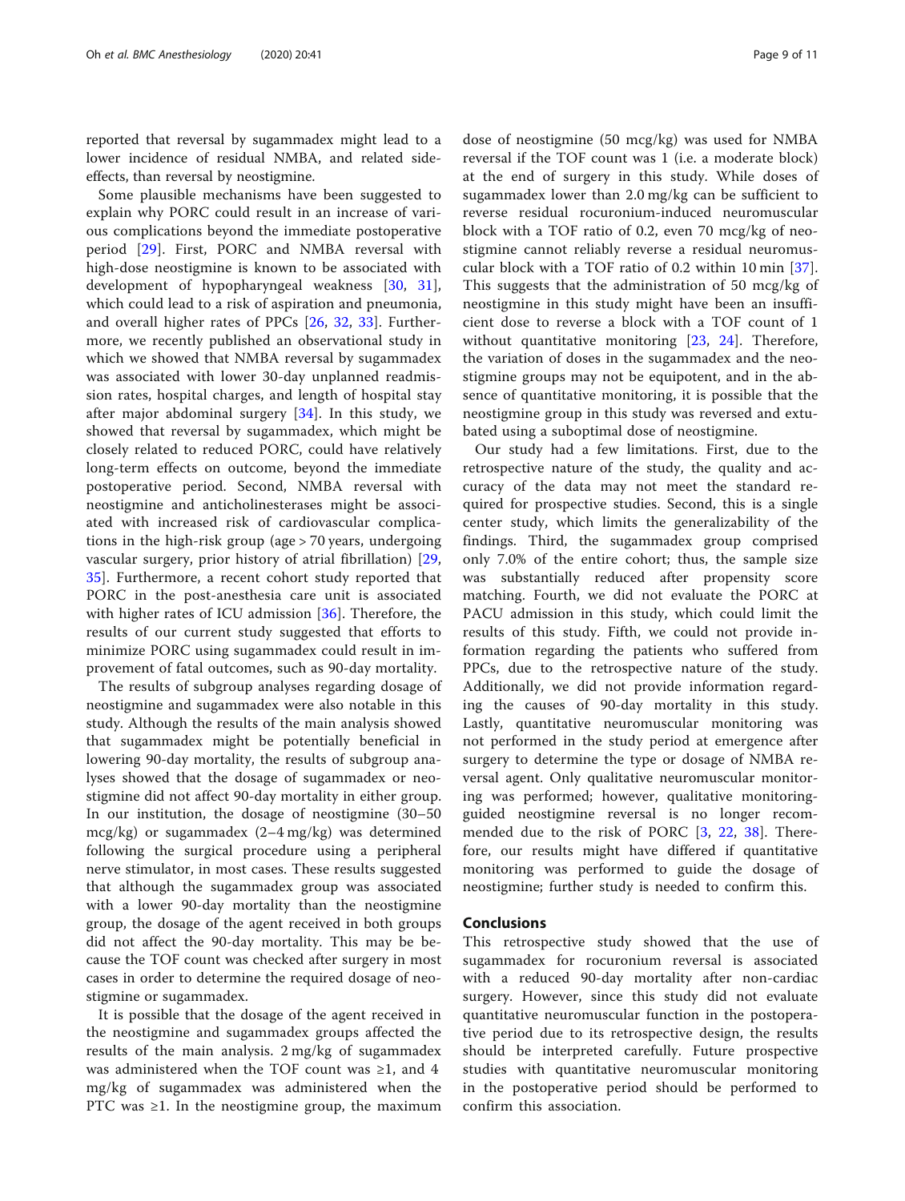reported that reversal by sugammadex might lead to a lower incidence of residual NMBA, and related side-effects, than reversal by neostigmine.

Some plausible mechanisms have been suggested to explain why PORC could result in an increase of various complications beyond the immediate postoperative period [29]. First, PORC and NMBA reversal with high-dose neostigmine is known to be associated with development of hypopharyngeal weakness [30, 31], which could lead to a risk of aspiration and pneumonia, and overall higher rates of PPCs [26, 32, 33]. Furthermore, we recently published an observational study in which we showed that NMBA reversal by sugammadex was associated with lower 30-day unplanned readmission rates, hospital charges, and length of hospital stay after major abdominal surgery [34]. In this study, we showed that reversal by sugammadex, which might be closely related to reduced PORC, could have relatively long-term effects on outcome, beyond the immediate postoperative period. Second, NMBA reversal with neostigmine and anticholinesterases might be associated with increased risk of cardiovascular complications in the high-risk group (age > 70 years, undergoing vascular surgery, prior history of atrial fibrillation) [29, 35]. Furthermore, a recent cohort study reported that PORC in the post-anesthesia care unit is associated with higher rates of ICU admission [36]. Therefore, the results of our current study suggested that efforts to minimize PORC using sugammadex could result in improvement of fatal outcomes, such as 90-day mortality.

The results of subgroup analyses regarding dosage of neostigmine and sugammadex were also notable in this study. Although the results of the main analysis showed that sugammadex might be potentially beneficial in lowering 90-day mortality, the results of subgroup analyses showed that the dosage of sugammadex or neostigmine did not affect 90-day mortality in either group. In our institution, the dosage of neostigmine (30–50 mcg/kg) or sugammadex (2–4 mg/kg) was determined following the surgical procedure using a peripheral nerve stimulator, in most cases. These results suggested that although the sugammadex group was associated with a lower 90-day mortality than the neostigmine group, the dosage of the agent received in both groups did not affect the 90-day mortality. This may be because the TOF count was checked after surgery in most cases in order to determine the required dosage of neostigmine or sugammadex.

It is possible that the dosage of the agent received in the neostigmine and sugammadex groups affected the results of the main analysis. 2 mg/kg of sugammadex was administered when the TOF count was ≥1, and 4 mg/kg of sugammadex was administered when the PTC was ≥1. In the neostigmine group, the maximum dose of neostigmine (50 mcg/kg) was used for NMBA reversal if the TOF count was 1 (i.e. a moderate block) at the end of surgery in this study. While doses of sugammadex lower than 2.0 mg/kg can be sufficient to reverse residual rocuronium-induced neuromuscular block with a TOF ratio of 0.2, even 70 mcg/kg of neostigmine cannot reliably reverse a residual neuromuscular block with a TOF ratio of 0.2 within 10 min [37]. This suggests that the administration of 50 mcg/kg of neostigmine in this study might have been an insufficient dose to reverse a block with a TOF count of 1 without quantitative monitoring [23, 24]. Therefore, the variation of doses in the sugammadex and the neostigmine groups may not be equipotent, and in the absence of quantitative monitoring, it is possible that the neostigmine group in this study was reversed and extubated using a suboptimal dose of neostigmine.

Our study had a few limitations. First, due to the retrospective nature of the study, the quality and accuracy of the data may not meet the standard required for prospective studies. Second, this is a single center study, which limits the generalizability of the findings. Third, the sugammadex group comprised only 7.0% of the entire cohort; thus, the sample size was substantially reduced after propensity score matching. Fourth, we did not evaluate the PORC at PACU admission in this study, which could limit the results of this study. Fifth, we could not provide information regarding the patients who suffered from PPCs, due to the retrospective nature of the study. Additionally, we did not provide information regarding the causes of 90-day mortality in this study. Lastly, quantitative neuromuscular monitoring was not performed in the study period at emergence after surgery to determine the type or dosage of NMBA reversal agent. Only qualitative neuromuscular monitoring was performed; however, qualitative monitoring-guided neostigmine reversal is no longer recommended due to the risk of PORC [3, 22, 38]. Therefore, our results might have differed if quantitative monitoring was performed to guide the dosage of neostigmine; further study is needed to confirm this.

## Conclusions

This retrospective study showed that the use of sugammadex for rocuronium reversal is associated with a reduced 90-day mortality after non-cardiac surgery. However, since this study did not evaluate quantitative neuromuscular function in the postoperative period due to its retrospective design, the results should be interpreted carefully. Future prospective studies with quantitative neuromuscular monitoring in the postoperative period should be performed to confirm this association.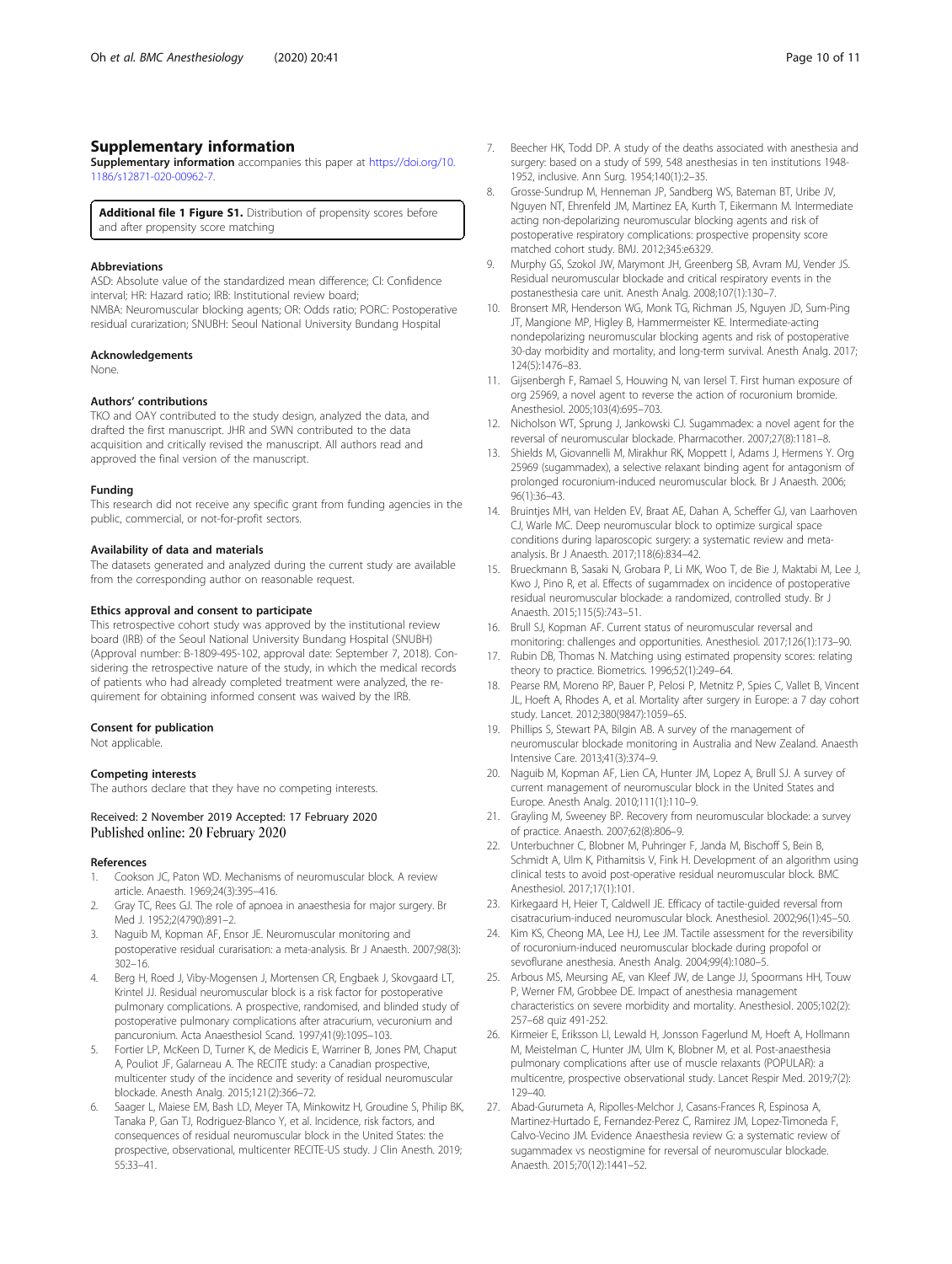## Supplementary information

**Supplementary information** accompanies this paper at https://doi.org/10.1186/s12871-020-00962-7.

**Additional file 1 Figure S1.** Distribution of propensity scores before and after propensity score matching

### Abbreviations

ASD: Absolute value of the standardized mean difference; CI: Confidence interval; HR: Hazard ratio; IRB: Institutional review board; NMBA: Neuromuscular blocking agents; OR: Odds ratio; PORC: Postoperative residual curarization; SNUBH: Seoul National University Bundang Hospital

### Acknowledgements

None.

### Authors' contributions

TKO and OAY contributed to the study design, analyzed the data, and drafted the first manuscript. JHR and SWN contributed to the data acquisition and critically revised the manuscript. All authors read and approved the final version of the manuscript.

### Funding

This research did not receive any specific grant from funding agencies in the public, commercial, or not-for-profit sectors.

### Availability of data and materials

The datasets generated and analyzed during the current study are available from the corresponding author on reasonable request.

### Ethics approval and consent to participate

This retrospective cohort study was approved by the institutional review board (IRB) of the Seoul National University Bundang Hospital (SNUBH) (Approval number: B-1809-495-102, approval date: September 7, 2018). Considering the retrospective nature of the study, in which the medical records of patients who had already completed treatment were analyzed, the requirement for obtaining informed consent was waived by the IRB.

### Consent for publication

Not applicable.

### Competing interests

The authors declare that they have no competing interests.

Received: 2 November 2019 Accepted: 17 February 2020
Published online: 20 February 2020

### References

1. Cookson JC, Paton WD. Mechanisms of neuromuscular block. A review article. Anaesth. 1969;24(3):395–416.
2. Gray TC, Rees GJ. The role of apnoea in anaesthesia for major surgery. Br Med J. 1952;2(4790):891–2.
3. Naguib M, Kopman AF, Ensor JE. Neuromuscular monitoring and postoperative residual curarisation: a meta-analysis. Br J Anaesth. 2007;98(3):302–16.
4. Berg H, Roed J, Viby-Mogensen J, Mortensen CR, Engbaek J, Skovgaard LT, Krintel JJ. Residual neuromuscular block is a risk factor for postoperative pulmonary complications. A prospective, randomised, and blinded study of postoperative pulmonary complications after atracurium, vecuronium and pancuronium. Acta Anaesthesiol Scand. 1997;41(9):1095–103.
5. Fortier LP, McKeen D, Turner K, de Medicis E, Warriner B, Jones PM, Chaput A, Pouliot JF, Galarneau A. The RECITE study: a Canadian prospective, multicenter study of the incidence and severity of residual neuromuscular blockade. Anesth Analg. 2015;121(2):366–72.
6. Saager L, Maiese EM, Bash LD, Meyer TA, Minkowitz H, Groudine S, Philip BK, Tanaka P, Gan TJ, Rodriguez-Blanco Y, et al. Incidence, risk factors, and consequences of residual neuromuscular block in the United States: the prospective, observational, multicenter RECITE-US study. J Clin Anesth. 2019;55:33–41.
7. Beecher HK, Todd DP. A study of the deaths associated with anesthesia and surgery: based on a study of 599, 548 anesthesias in ten institutions 1948-1952, inclusive. Ann Surg. 1954;140(1):2–35.
8. Grosse-Sundrup M, Henneman JP, Sandberg WS, Bateman BT, Uribe JV, Nguyen NT, Ehrenfeld JM, Martinez EA, Kurth T, Eikermann M. Intermediate acting non-depolarizing neuromuscular blocking agents and risk of postoperative respiratory complications: prospective propensity score matched cohort study. BMJ. 2012;345:e6329.
9. Murphy GS, Szokol JW, Marymont JH, Greenberg SB, Avram MJ, Vender JS. Residual neuromuscular blockade and critical respiratory events in the postanesthesia care unit. Anesth Analg. 2008;107(1):130–7.
10. Bronsert MR, Henderson WG, Monk TG, Richman JS, Nguyen JD, Sum-Ping JT, Mangione MP, Higley B, Hammermeister KE. Intermediate-acting nondepolarizing neuromuscular blocking agents and risk of postoperative 30-day morbidity and mortality, and long-term survival. Anesth Analg. 2017;124(5):1476–83.
11. Gijsenbergh F, Ramael S, Houwing N, van Iersel T. First human exposure of org 25969, a novel agent to reverse the action of rocuronium bromide. Anesthesiol. 2005;103(4):695–703.
12. Nicholson WT, Sprung J, Jankowski CJ. Sugammadex: a novel agent for the reversal of neuromuscular blockade. Pharmacother. 2007;27(8):1181–8.
13. Shields M, Giovannelli M, Mirakhur RK, Moppett I, Adams J, Hermens Y. Org 25969 (sugammadex), a selective relaxant binding agent for antagonism of prolonged rocuronium-induced neuromuscular block. Br J Anaesth. 2006;96(1):36–43.
14. Bruintjes MH, van Helden EV, Braat AE, Dahan A, Scheffer GJ, van Laarhoven CJ, Warle MC. Deep neuromuscular block to optimize surgical space conditions during laparoscopic surgery: a systematic review and meta-analysis. Br J Anaesth. 2017;118(6):834–42.
15. Brueckmann B, Sasaki N, Grobara P, Li MK, Woo T, de Bie J, Maktabi M, Lee J, Kwo J, Pino R, et al. Effects of sugammadex on incidence of postoperative residual neuromuscular blockade: a randomized, controlled study. Br J Anaesth. 2015;115(5):743–51.
16. Brull SJ, Kopman AF. Current status of neuromuscular reversal and monitoring: challenges and opportunities. Anesthesiol. 2017;126(1):173–90.
17. Rubin DB, Thomas N. Matching using estimated propensity scores: relating theory to practice. Biometrics. 1996;52(1):249–64.
18. Pearse RM, Moreno RP, Bauer P, Pelosi P, Metnitz P, Spies C, Vallet B, Vincent JL, Hoeft A, Rhodes A, et al. Mortality after surgery in Europe: a 7 day cohort study. Lancet. 2012;380(9847):1059–65.
19. Phillips S, Stewart PA, Bilgin AB. A survey of the management of neuromuscular blockade monitoring in Australia and New Zealand. Anaesth Intensive Care. 2013;41(3):374–9.
20. Naguib M, Kopman AF, Lien CA, Hunter JM, Lopez A, Brull SJ. A survey of current management of neuromuscular block in the United States and Europe. Anesth Analg. 2010;111(1):110–9.
21. Grayling M, Sweeney BP. Recovery from neuromuscular blockade: a survey of practice. Anaesth. 2007;62(8):806–9.
22. Unterbuchner C, Blobner M, Puhringer F, Janda M, Bischoff S, Bein B, Schmidt A, Ulm K, Pithamitsis V, Fink H. Development of an algorithm using clinical tests to avoid post-operative residual neuromuscular block. BMC Anesthesiol. 2017;17(1):101.
23. Kirkegaard H, Heier T, Caldwell JE. Efficacy of tactile-guided reversal from cisatracurium-induced neuromuscular block. Anesthesiol. 2002;96(1):45–50.
24. Kim KS, Cheong MA, Lee HJ, Lee JM. Tactile assessment for the reversibility of rocuronium-induced neuromuscular blockade during propofol or sevoflurane anesthesia. Anesth Analg. 2004;99(4):1080–5.
25. Arbous MS, Meursing AE, van Kleef JW, de Lange JJ, Spoormans HH, Touw P, Werner FM, Grobbee DE. Impact of anesthesia management characteristics on severe morbidity and mortality. Anesthesiol. 2005;102(2):257–68 quiz 491-252.
26. Kirmeier E, Eriksson LI, Lewald H, Jonsson Fagerlund M, Hoeft A, Hollmann M, Meistelman C, Hunter JM, Ulm K, Blobner M, et al. Post-anaesthesia pulmonary complications after use of muscle relaxants (POPULAR): a multicentre, prospective observational study. Lancet Respir Med. 2019;7(2):129–40.
27. Abad-Gurumeta A, Ripolles-Melchor J, Casans-Frances R, Espinosa A, Martinez-Hurtado E, Fernandez-Perez C, Ramirez JM, Lopez-Timoneda F, Calvo-Vecino JM. Evidence Anaesthesia review G: a systematic review of sugammadex vs neostigmine for reversal of neuromuscular blockade. Anaesth. 2015;70(12):1441–52.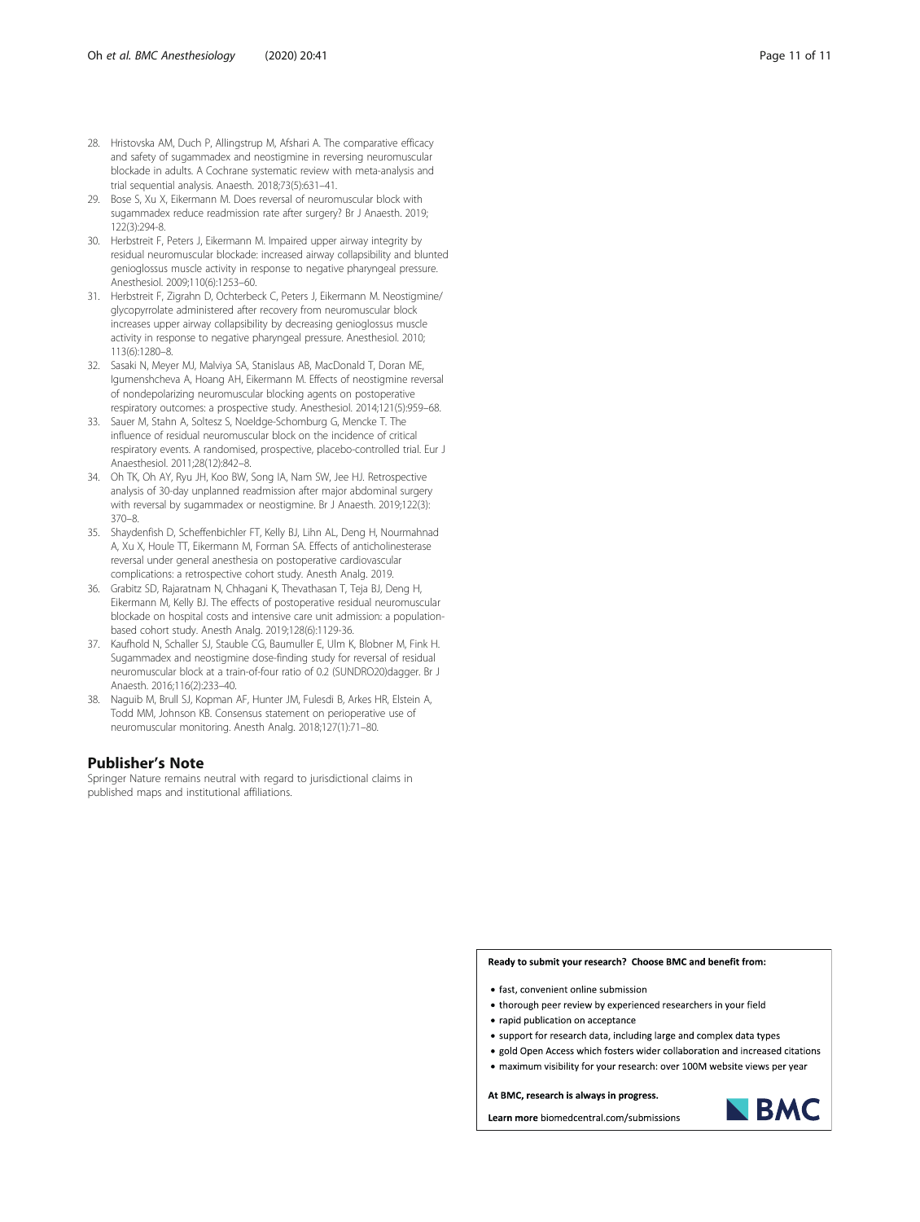28. Hristovska AM, Duch P, Allingstrup M, Afshari A. The comparative efficacy and safety of sugammadex and neostigmine in reversing neuromuscular blockade in adults. A Cochrane systematic review with meta-analysis and trial sequential analysis. Anaesth. 2018;73(5):631–41.
29. Bose S, Xu X, Eikermann M. Does reversal of neuromuscular block with sugammadex reduce readmission rate after surgery? Br J Anaesth. 2019; 122(3):294-8.
30. Herbstreit F, Peters J, Eikermann M. Impaired upper airway integrity by residual neuromuscular blockade: increased airway collapsibility and blunted genioglossus muscle activity in response to negative pharyngeal pressure. Anesthesiol. 2009;110(6):1253–60.
31. Herbstreit F, Zigrahn D, Ochterbeck C, Peters J, Eikermann M. Neostigmine/glycopyrrolate administered after recovery from neuromuscular block increases upper airway collapsibility by decreasing genioglossus muscle activity in response to negative pharyngeal pressure. Anesthesiol. 2010; 113(6):1280–8.
32. Sasaki N, Meyer MJ, Malviya SA, Stanislaus AB, MacDonald T, Doran ME, Igumenshcheva A, Hoang AH, Eikermann M. Effects of neostigmine reversal of nondepolarizing neuromuscular blocking agents on postoperative respiratory outcomes: a prospective study. Anesthesiol. 2014;121(5):959–68.
33. Sauer M, Stahn A, Soltesz S, Noeldge-Schomburg G, Mencke T. The influence of residual neuromuscular block on the incidence of critical respiratory events. A randomised, prospective, placebo-controlled trial. Eur J Anaesthesiol. 2011;28(12):842–8.
34. Oh TK, Oh AY, Ryu JH, Koo BW, Song IA, Nam SW, Jee HJ. Retrospective analysis of 30-day unplanned readmission after major abdominal surgery with reversal by sugammadex or neostigmine. Br J Anaesth. 2019;122(3): 370–8.
35. Shaydenfish D, Scheffenbichler FT, Kelly BJ, Lihn AL, Deng H, Nourmahnad A, Xu X, Houle TT, Eikermann M, Forman SA. Effects of anticholinesterase reversal under general anesthesia on postoperative cardiovascular complications: a retrospective cohort study. Anesth Analg. 2019.
36. Grabitz SD, Rajaratnam N, Chhagani K, Thevathasan T, Teja BJ, Deng H, Eikermann M, Kelly BJ. The effects of postoperative residual neuromuscular blockade on hospital costs and intensive care unit admission: a population-based cohort study. Anesth Analg. 2019;128(6):1129-36.
37. Kaufhold N, Schaller SJ, Stauble CG, Baumuller E, Ulm K, Blobner M, Fink H. Sugammadex and neostigmine dose-finding study for reversal of residual neuromuscular block at a train-of-four ratio of 0.2 (SUNDRO20)dagger. Br J Anaesth. 2016;116(2):233–40.
38. Naguib M, Brull SJ, Kopman AF, Hunter JM, Fulesdi B, Arkes HR, Elstein A, Todd MM, Johnson KB. Consensus statement on perioperative use of neuromuscular monitoring. Anesth Analg. 2018;127(1):71–80.

## Publisher's Note

Springer Nature remains neutral with regard to jurisdictional claims in published maps and institutional affiliations.

**Ready to submit your research? Choose BMC and benefit from:**

- fast, convenient online submission
- thorough peer review by experienced researchers in your field
- rapid publication on acceptance
- support for research data, including large and complex data types
- gold Open Access which fosters wider collaboration and increased citations
- maximum visibility for your research: over 100M website views per year

**At BMC, research is always in progress.**

**Learn more** biomedcentral.com/submissions